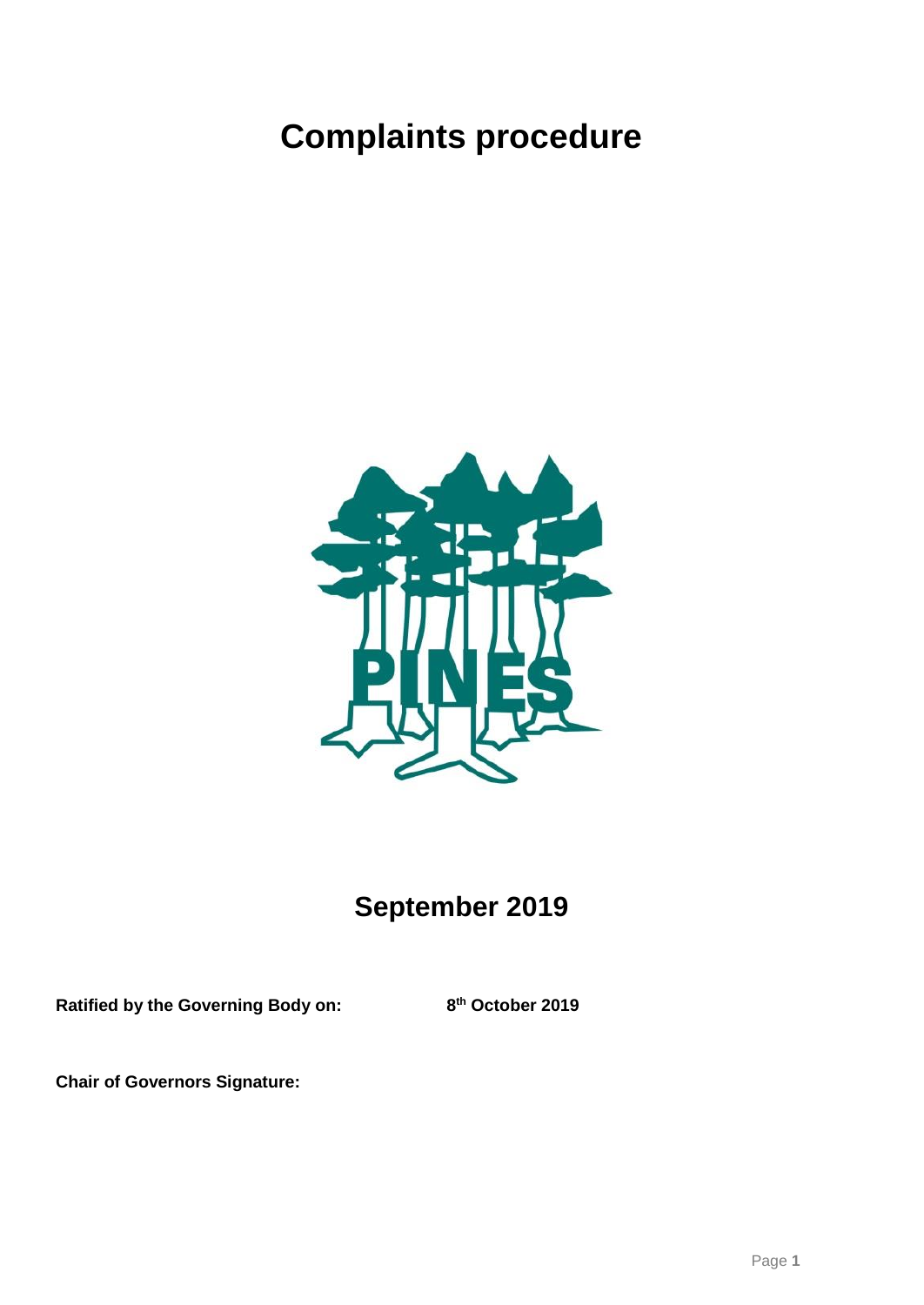# Complaints procedure

PINES

## September 2019

**Ratified by the Governing Body on:** **8th October 2019**

**Chair of Governors Signature:**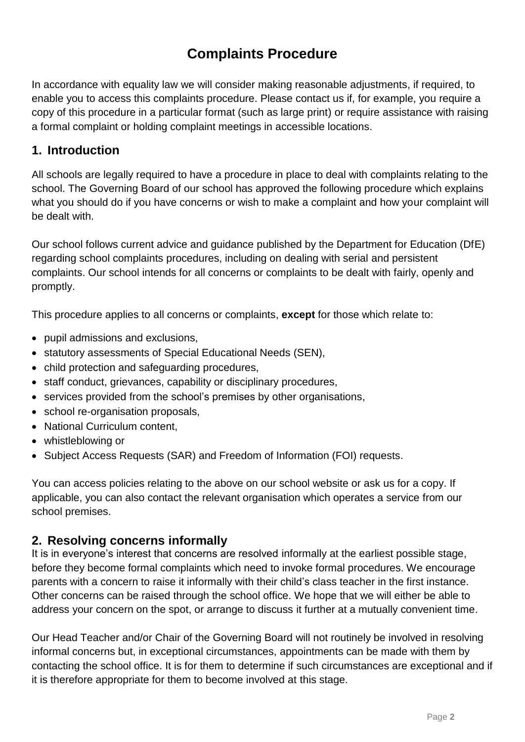# Complaints Procedure

In accordance with equality law we will consider making reasonable adjustments, if required, to enable you to access this complaints procedure. Please contact us if, for example, you require a copy of this procedure in a particular format (such as large print) or require assistance with raising a formal complaint or holding complaint meetings in accessible locations.

## 1. Introduction

All schools are legally required to have a procedure in place to deal with complaints relating to the school. The Governing Board of our school has approved the following procedure which explains what you should do if you have concerns or wish to make a complaint and how your complaint will be dealt with.

Our school follows current advice and guidance published by the Department for Education (DfE) regarding school complaints procedures, including on dealing with serial and persistent complaints. Our school intends for all concerns or complaints to be dealt with fairly, openly and promptly.

This procedure applies to all concerns or complaints, **except** for those which relate to:

- pupil admissions and exclusions,
- statutory assessments of Special Educational Needs (SEN),
- child protection and safeguarding procedures,
- staff conduct, grievances, capability or disciplinary procedures,
- services provided from the school's premises by other organisations,
- school re-organisation proposals,
- National Curriculum content,
- whistleblowing or
- Subject Access Requests (SAR) and Freedom of Information (FOI) requests.

You can access policies relating to the above on our school website or ask us for a copy. If applicable, you can also contact the relevant organisation which operates a service from our school premises.

## 2. Resolving concerns informally

It is in everyone's interest that concerns are resolved informally at the earliest possible stage, before they become formal complaints which need to invoke formal procedures. We encourage parents with a concern to raise it informally with their child's class teacher in the first instance. Other concerns can be raised through the school office. We hope that we will either be able to address your concern on the spot, or arrange to discuss it further at a mutually convenient time.

Our Head Teacher and/or Chair of the Governing Board will not routinely be involved in resolving informal concerns but, in exceptional circumstances, appointments can be made with them by contacting the school office. It is for them to determine if such circumstances are exceptional and if it is therefore appropriate for them to become involved at this stage.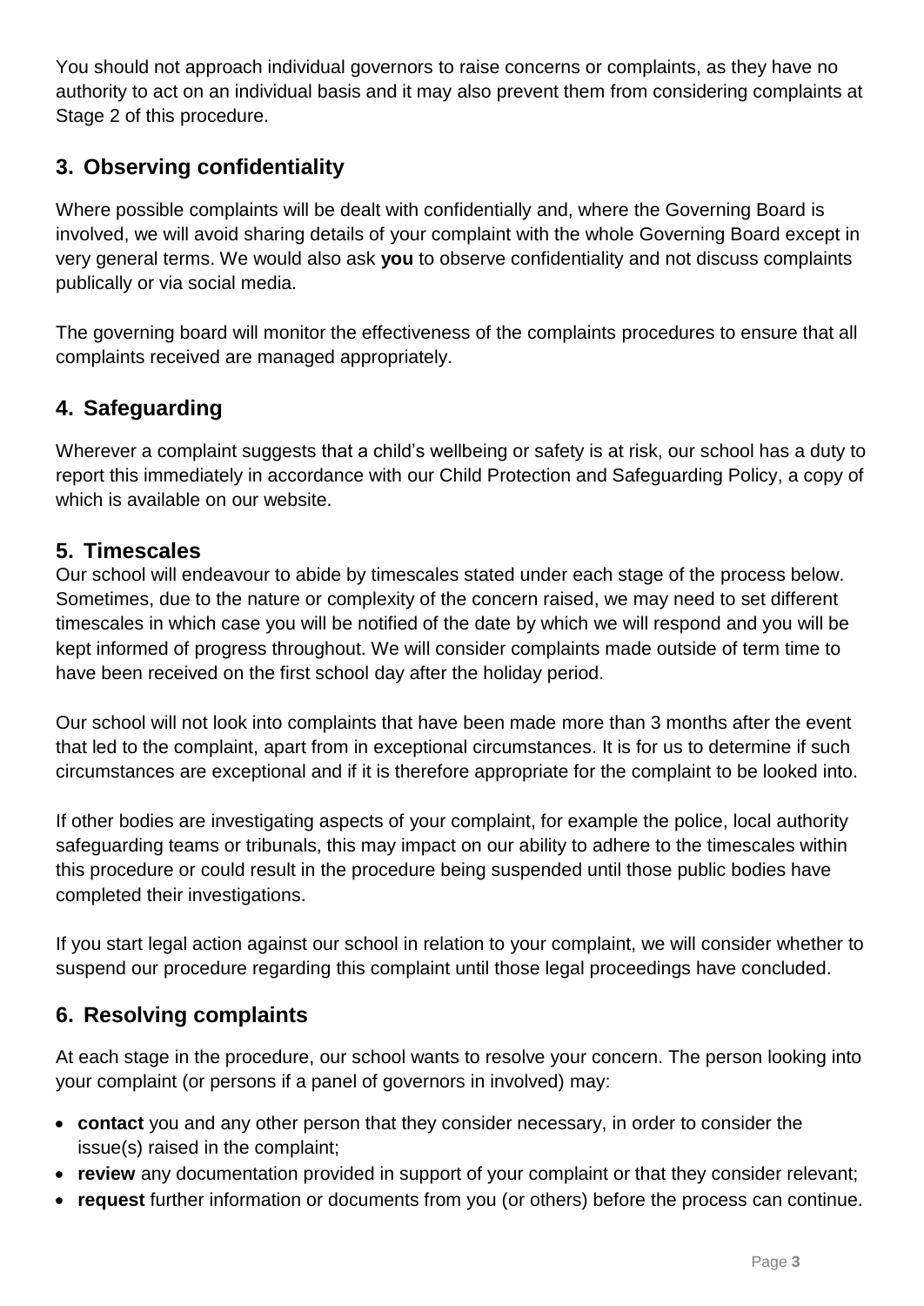You should not approach individual governors to raise concerns or complaints, as they have no authority to act on an individual basis and it may also prevent them from considering complaints at Stage 2 of this procedure.

## 3. Observing confidentiality

Where possible complaints will be dealt with confidentially and, where the Governing Board is involved, we will avoid sharing details of your complaint with the whole Governing Board except in very general terms. We would also ask **you** to observe confidentiality and not discuss complaints publically or via social media.

The governing board will monitor the effectiveness of the complaints procedures to ensure that all complaints received are managed appropriately.

## 4. Safeguarding

Wherever a complaint suggests that a child's wellbeing or safety is at risk, our school has a duty to report this immediately in accordance with our Child Protection and Safeguarding Policy, a copy of which is available on our website.

## 5. Timescales

Our school will endeavour to abide by timescales stated under each stage of the process below. Sometimes, due to the nature or complexity of the concern raised, we may need to set different timescales in which case you will be notified of the date by which we will respond and you will be kept informed of progress throughout. We will consider complaints made outside of term time to have been received on the first school day after the holiday period.

Our school will not look into complaints that have been made more than 3 months after the event that led to the complaint, apart from in exceptional circumstances. It is for us to determine if such circumstances are exceptional and if it is therefore appropriate for the complaint to be looked into.

If other bodies are investigating aspects of your complaint, for example the police, local authority safeguarding teams or tribunals, this may impact on our ability to adhere to the timescales within this procedure or could result in the procedure being suspended until those public bodies have completed their investigations.

If you start legal action against our school in relation to your complaint, we will consider whether to suspend our procedure regarding this complaint until those legal proceedings have concluded.

## 6. Resolving complaints

At each stage in the procedure, our school wants to resolve your concern. The person looking into your complaint (or persons if a panel of governors in involved) may:

- **contact** you and any other person that they consider necessary, in order to consider the issue(s) raised in the complaint;
- **review** any documentation provided in support of your complaint or that they consider relevant;
- **request** further information or documents from you (or others) before the process can continue.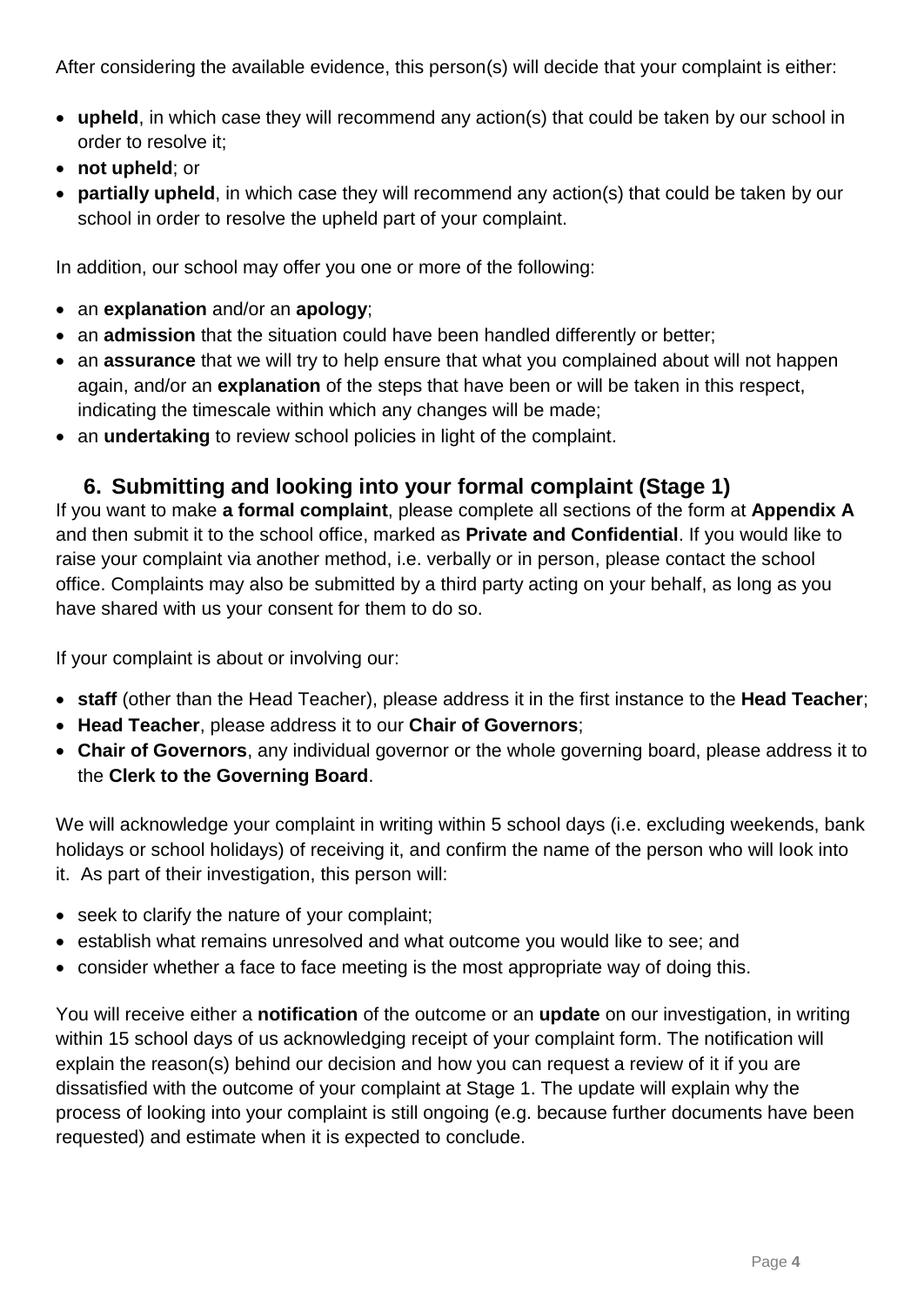After considering the available evidence, this person(s) will decide that your complaint is either:

- **upheld**, in which case they will recommend any action(s) that could be taken by our school in order to resolve it;
- **not upheld**; or
- **partially upheld**, in which case they will recommend any action(s) that could be taken by our school in order to resolve the upheld part of your complaint.

In addition, our school may offer you one or more of the following:

- an **explanation** and/or an **apology**;
- an **admission** that the situation could have been handled differently or better;
- an **assurance** that we will try to help ensure that what you complained about will not happen again, and/or an **explanation** of the steps that have been or will be taken in this respect, indicating the timescale within which any changes will be made;
- an **undertaking** to review school policies in light of the complaint.

## 6. Submitting and looking into your formal complaint (Stage 1)

If you want to make **a formal complaint**, please complete all sections of the form at **Appendix A** and then submit it to the school office, marked as **Private and Confidential**. If you would like to raise your complaint via another method, i.e. verbally or in person, please contact the school office. Complaints may also be submitted by a third party acting on your behalf, as long as you have shared with us your consent for them to do so.

If your complaint is about or involving our:

- **staff** (other than the Head Teacher), please address it in the first instance to the **Head Teacher**;
- **Head Teacher**, please address it to our **Chair of Governors**;
- **Chair of Governors**, any individual governor or the whole governing board, please address it to the **Clerk to the Governing Board**.

We will acknowledge your complaint in writing within 5 school days (i.e. excluding weekends, bank holidays or school holidays) of receiving it, and confirm the name of the person who will look into it. As part of their investigation, this person will:

- seek to clarify the nature of your complaint;
- establish what remains unresolved and what outcome you would like to see; and
- consider whether a face to face meeting is the most appropriate way of doing this.

You will receive either a **notification** of the outcome or an **update** on our investigation, in writing within 15 school days of us acknowledging receipt of your complaint form. The notification will explain the reason(s) behind our decision and how you can request a review of it if you are dissatisfied with the outcome of your complaint at Stage 1. The update will explain why the process of looking into your complaint is still ongoing (e.g. because further documents have been requested) and estimate when it is expected to conclude.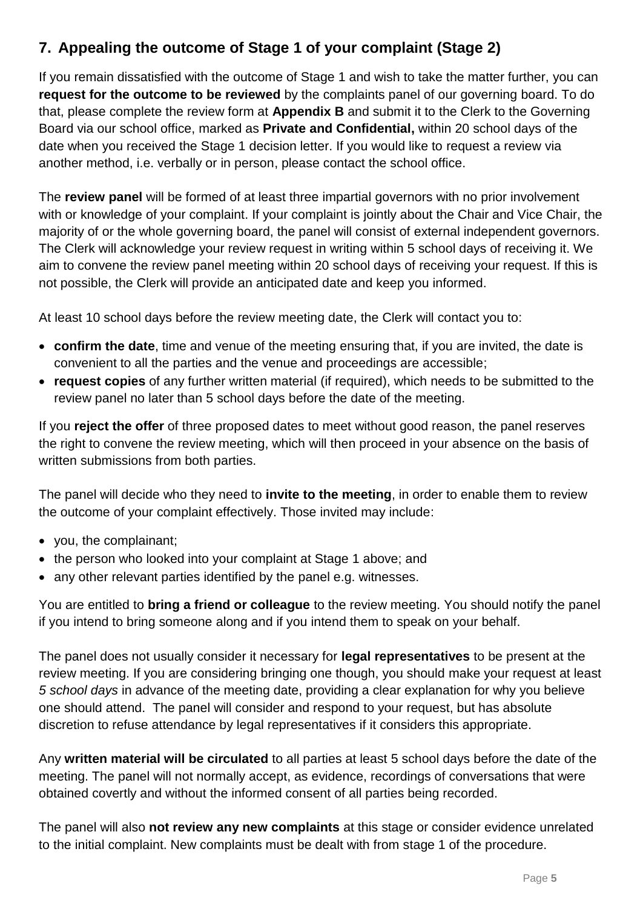## 7. Appealing the outcome of Stage 1 of your complaint (Stage 2)

If you remain dissatisfied with the outcome of Stage 1 and wish to take the matter further, you can **request for the outcome to be reviewed** by the complaints panel of our governing board. To do that, please complete the review form at **Appendix B** and submit it to the Clerk to the Governing Board via our school office, marked as **Private and Confidential,** within 20 school days of the date when you received the Stage 1 decision letter. If you would like to request a review via another method, i.e. verbally or in person, please contact the school office.

The **review panel** will be formed of at least three impartial governors with no prior involvement with or knowledge of your complaint. If your complaint is jointly about the Chair and Vice Chair, the majority of or the whole governing board, the panel will consist of external independent governors. The Clerk will acknowledge your review request in writing within 5 school days of receiving it. We aim to convene the review panel meeting within 20 school days of receiving your request. If this is not possible, the Clerk will provide an anticipated date and keep you informed.

At least 10 school days before the review meeting date, the Clerk will contact you to:

- **confirm the date**, time and venue of the meeting ensuring that, if you are invited, the date is convenient to all the parties and the venue and proceedings are accessible;
- **request copies** of any further written material (if required), which needs to be submitted to the review panel no later than 5 school days before the date of the meeting.

If you **reject the offer** of three proposed dates to meet without good reason, the panel reserves the right to convene the review meeting, which will then proceed in your absence on the basis of written submissions from both parties.

The panel will decide who they need to **invite to the meeting**, in order to enable them to review the outcome of your complaint effectively. Those invited may include:

- you, the complainant;
- the person who looked into your complaint at Stage 1 above; and
- any other relevant parties identified by the panel e.g. witnesses.

You are entitled to **bring a friend or colleague** to the review meeting. You should notify the panel if you intend to bring someone along and if you intend them to speak on your behalf.

The panel does not usually consider it necessary for **legal representatives** to be present at the review meeting. If you are considering bringing one though, you should make your request at least *5 school days* in advance of the meeting date, providing a clear explanation for why you believe one should attend. The panel will consider and respond to your request, but has absolute discretion to refuse attendance by legal representatives if it considers this appropriate.

Any **written material will be circulated** to all parties at least 5 school days before the date of the meeting. The panel will not normally accept, as evidence, recordings of conversations that were obtained covertly and without the informed consent of all parties being recorded.

The panel will also **not review any new complaints** at this stage or consider evidence unrelated to the initial complaint. New complaints must be dealt with from stage 1 of the procedure.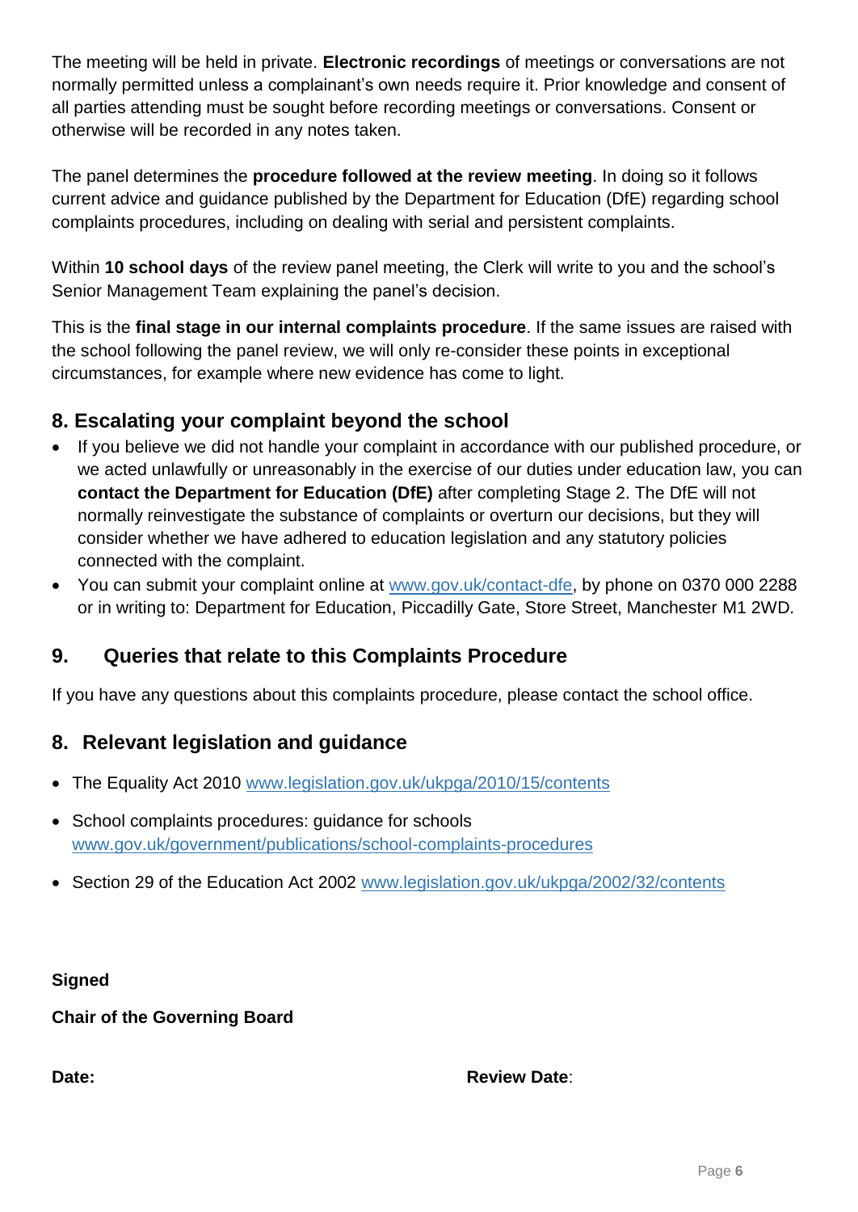The meeting will be held in private. **Electronic recordings** of meetings or conversations are not normally permitted unless a complainant's own needs require it. Prior knowledge and consent of all parties attending must be sought before recording meetings or conversations. Consent or otherwise will be recorded in any notes taken.

The panel determines the **procedure followed at the review meeting**. In doing so it follows current advice and guidance published by the Department for Education (DfE) regarding school complaints procedures, including on dealing with serial and persistent complaints.

Within **10 school days** of the review panel meeting, the Clerk will write to you and the school's Senior Management Team explaining the panel's decision.

This is the **final stage in our internal complaints procedure**. If the same issues are raised with the school following the panel review, we will only re-consider these points in exceptional circumstances, for example where new evidence has come to light.

## 8. Escalating your complaint beyond the school

- If you believe we did not handle your complaint in accordance with our published procedure, or we acted unlawfully or unreasonably in the exercise of our duties under education law, you can **contact the Department for Education (DfE)** after completing Stage 2. The DfE will not normally reinvestigate the substance of complaints or overturn our decisions, but they will consider whether we have adhered to education legislation and any statutory policies connected with the complaint.
- You can submit your complaint online at www.gov.uk/contact-dfe, by phone on 0370 000 2288 or in writing to: Department for Education, Piccadilly Gate, Store Street, Manchester M1 2WD.

## 9. Queries that relate to this Complaints Procedure

If you have any questions about this complaints procedure, please contact the school office.

## 8. Relevant legislation and guidance

- The Equality Act 2010 www.legislation.gov.uk/ukpga/2010/15/contents
- School complaints procedures: guidance for schools www.gov.uk/government/publications/school-complaints-procedures
- Section 29 of the Education Act 2002 www.legislation.gov.uk/ukpga/2002/32/contents

**Signed**

**Chair of the Governing Board**

**Date:**

**Review Date**: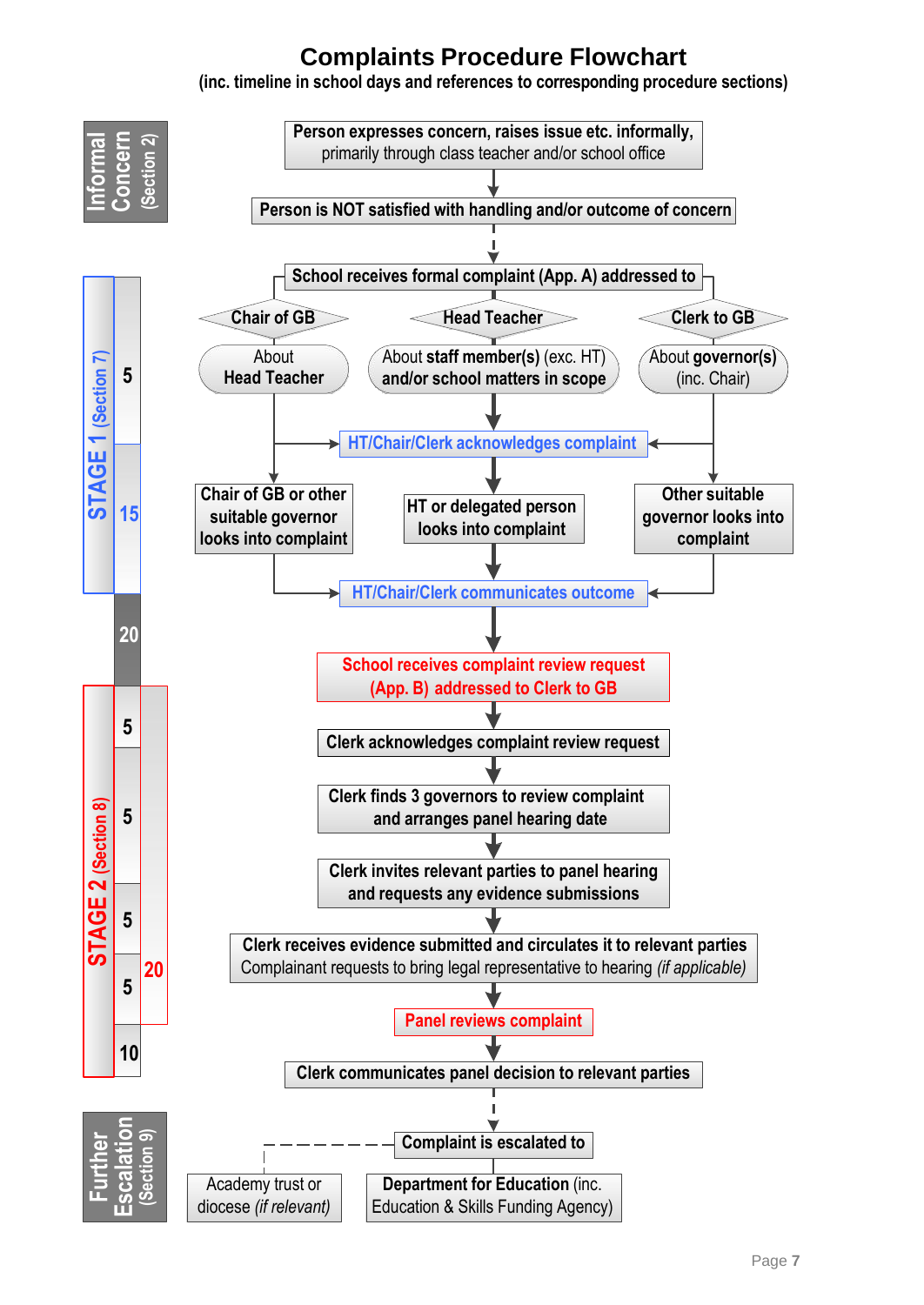# Complaints Procedure Flowchart

**(inc. timeline in school days and references to corresponding procedure sections)**

## Informal Concern (Section 2)

- **Person expresses concern, raises issue etc. informally,** primarily through class teacher and/or school office
- ↓
- **Person is NOT satisfied with handling and/or outcome of concern**
- ↓ (dashed)

## STAGE 1 (Section 7)

**School receives formal complaint (App. A) addressed to**

| Chair of GB | Head Teacher | Clerk to GB |
|---|---|---|
| About **Head Teacher** | About **staff member(s)** (exc. HT) **and/or school matters in scope** | About **governor(s)** (inc. Chair) |

**5** — **HT/Chair/Clerk acknowledges complaint**

| Chair of GB or other suitable governor looks into complaint | HT or delegated person looks into complaint | Other suitable governor looks into complaint |
|---|---|---|

**15** — **HT/Chair/Clerk communicates outcome**

**20**

## STAGE 2 (Section 8)

- **School receives complaint review request (App. B) addressed to Clerk to GB**
- **5** — **Clerk acknowledges complaint review request**
- **5** — **Clerk finds 3 governors to review complaint and arranges panel hearing date**
- **5** — **Clerk invites relevant parties to panel hearing and requests any evidence submissions**
- **5** — **Clerk receives evidence submitted and circulates it to relevant parties**
  Complainant requests to bring legal representative to hearing *(if applicable)*
- **Panel reviews complaint**
- **10** — **Clerk communicates panel decision to relevant parties**

(**20** school days spanning the Stage 2 steps from acknowledgement to panel review)

## Further Escalation (Section 9)

**Complaint is escalated to**

- Academy trust or diocese *(if relevant)*
- **Department for Education** (inc. Education & Skills Funding Agency)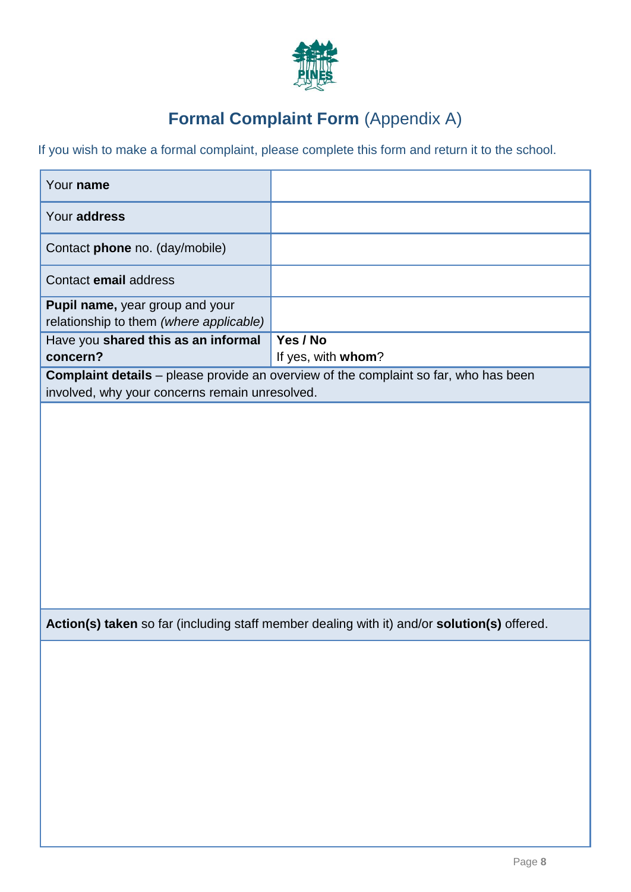# **Formal Complaint Form** (Appendix A)

If you wish to make a formal complaint, please complete this form and return it to the school.

| | |
|---|---|
| Your **name** | |
| Your **address** | |
| Contact **phone** no. (day/mobile) | |
| Contact **email** address | |
| **Pupil name,** year group and your relationship to them *(where applicable)* | |
| Have you **shared this as an informal concern?** | **Yes / No**<br>If yes, with **whom**? |
| **Complaint details** – please provide an overview of the complaint so far, who has been involved, why your concerns remain unresolved. | |
| | |
| **Action(s) taken** so far (including staff member dealing with it) and/or **solution(s)** offered. | |
| | |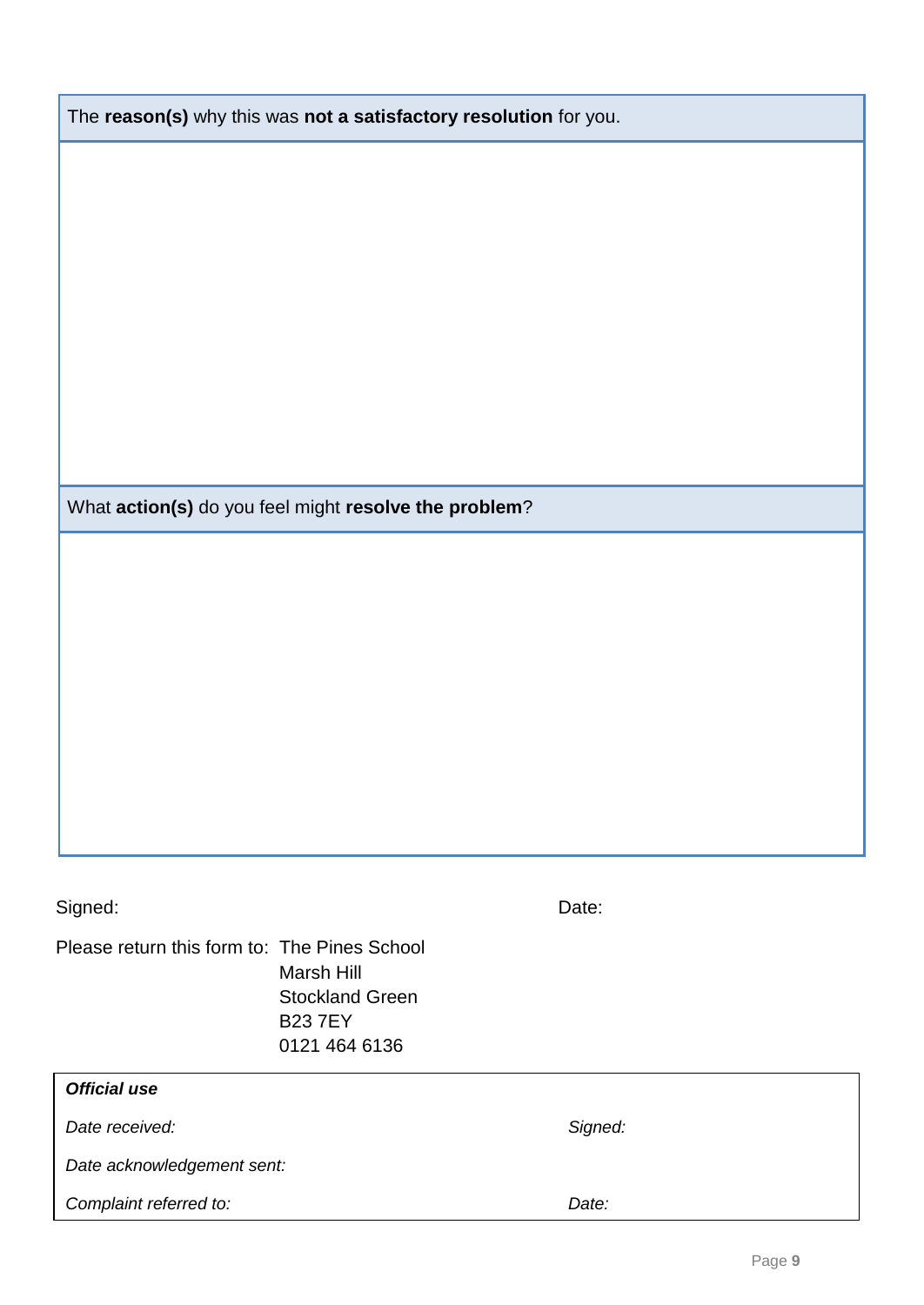| The **reason(s)** why this was **not a satisfactory resolution** for you. |
| --- |
| |
| What **action(s)** do you feel might **resolve the problem**? |
| |

Signed: Date:

Please return this form to: The Pines School
Marsh Hill
Stockland Green
B23 7EY
0121 464 6136

| ***Official use*** | |
| --- | --- |
| *Date received:* | *Signed:* |
| *Date acknowledgement sent:* | |
| *Complaint referred to:* | *Date:* |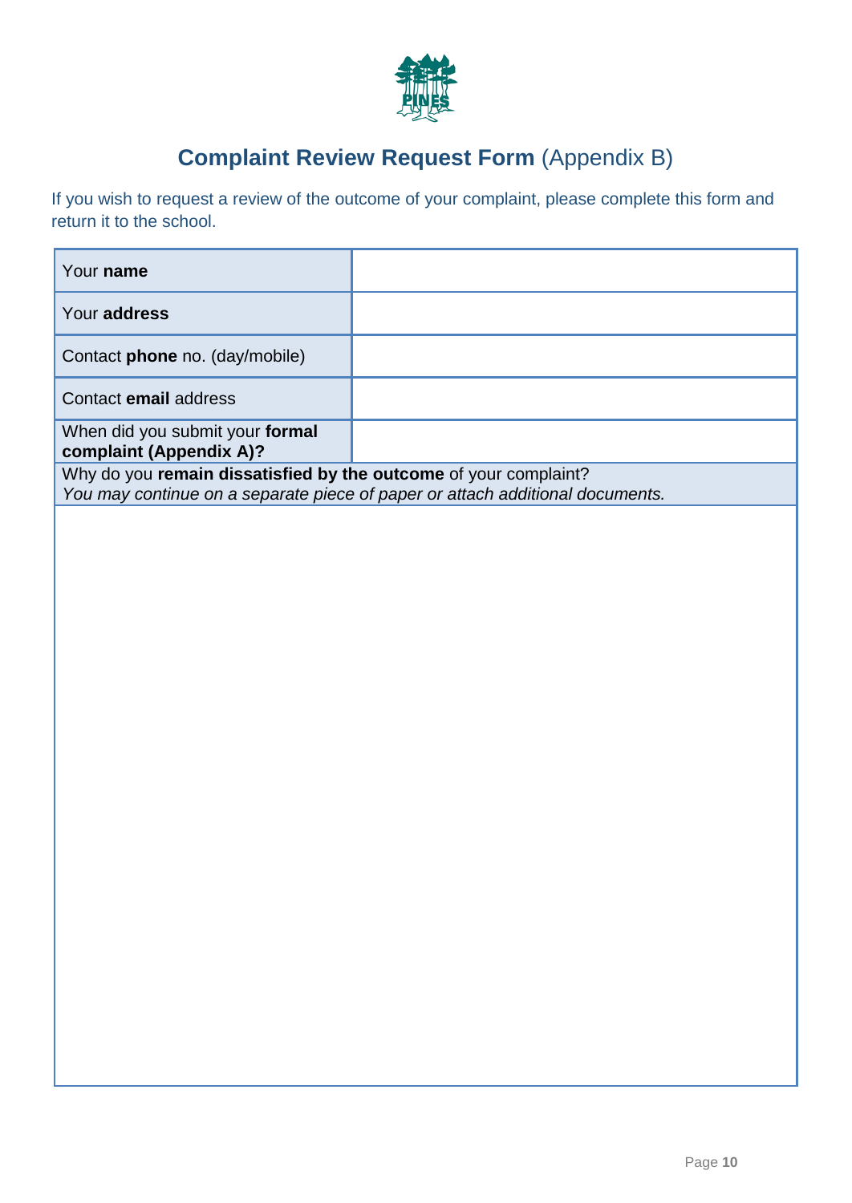# **Complaint Review Request Form** (Appendix B)

If you wish to request a review of the outcome of your complaint, please complete this form and return it to the school.

| | |
|---|---|
| Your **name** | |
| Your **address** | |
| Contact **phone** no. (day/mobile) | |
| Contact **email** address | |
| When did you submit your **formal complaint (Appendix A)?** | |
| Why do you **remain dissatisfied by the outcome** of your complaint? *You may continue on a separate piece of paper or attach additional documents.* | |
| | |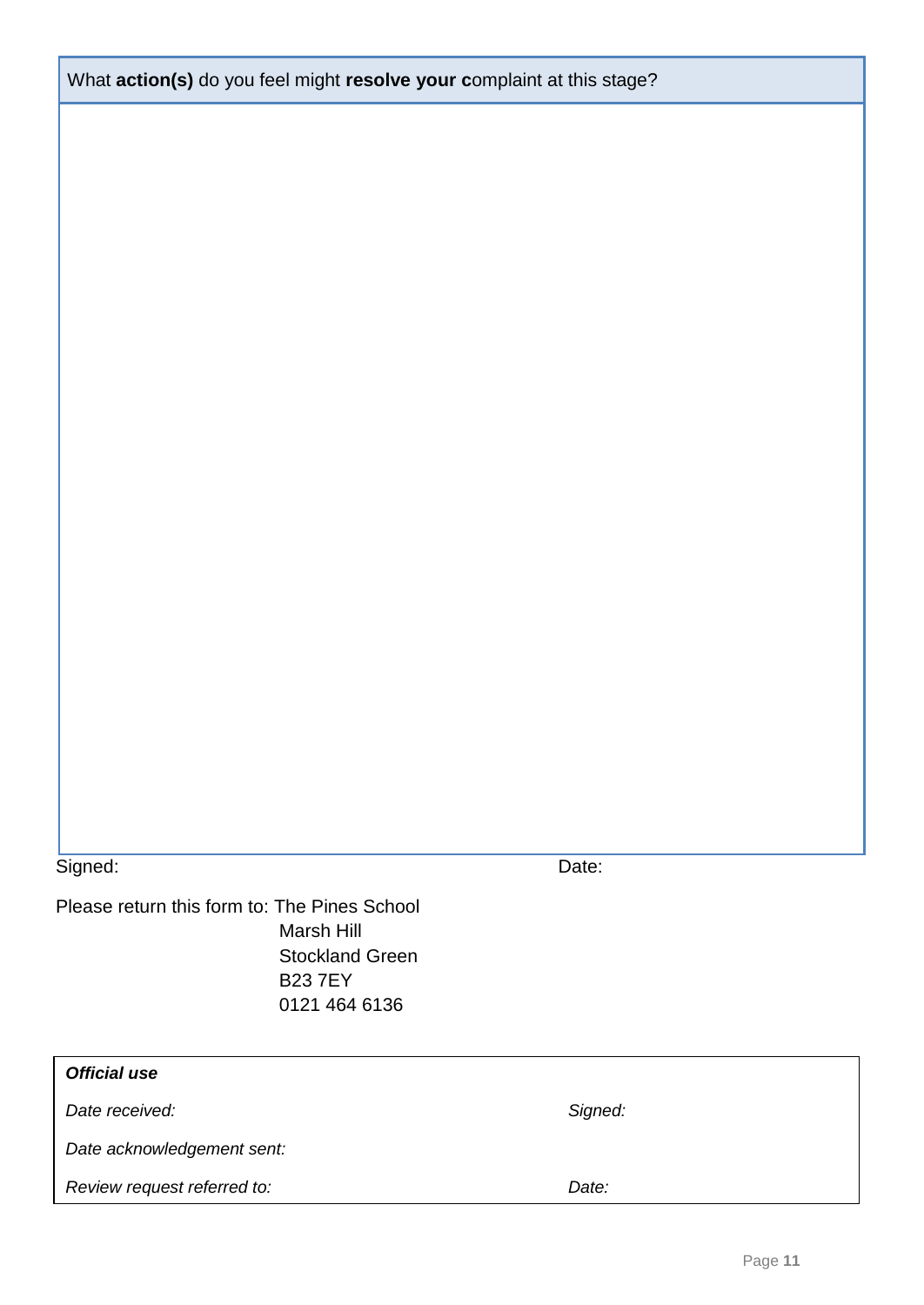| What **action(s)** do you feel might **resolve your c**omplaint at this stage? |
| --- |
| |

Signed: Date:

Please return this form to: The Pines School
Marsh Hill
Stockland Green
B23 7EY
0121 464 6136

| ***Official use*** | |
| --- | --- |
| *Date received:* | *Signed:* |
| *Date acknowledgement sent:* | |
| *Review request referred to:* | *Date:* |